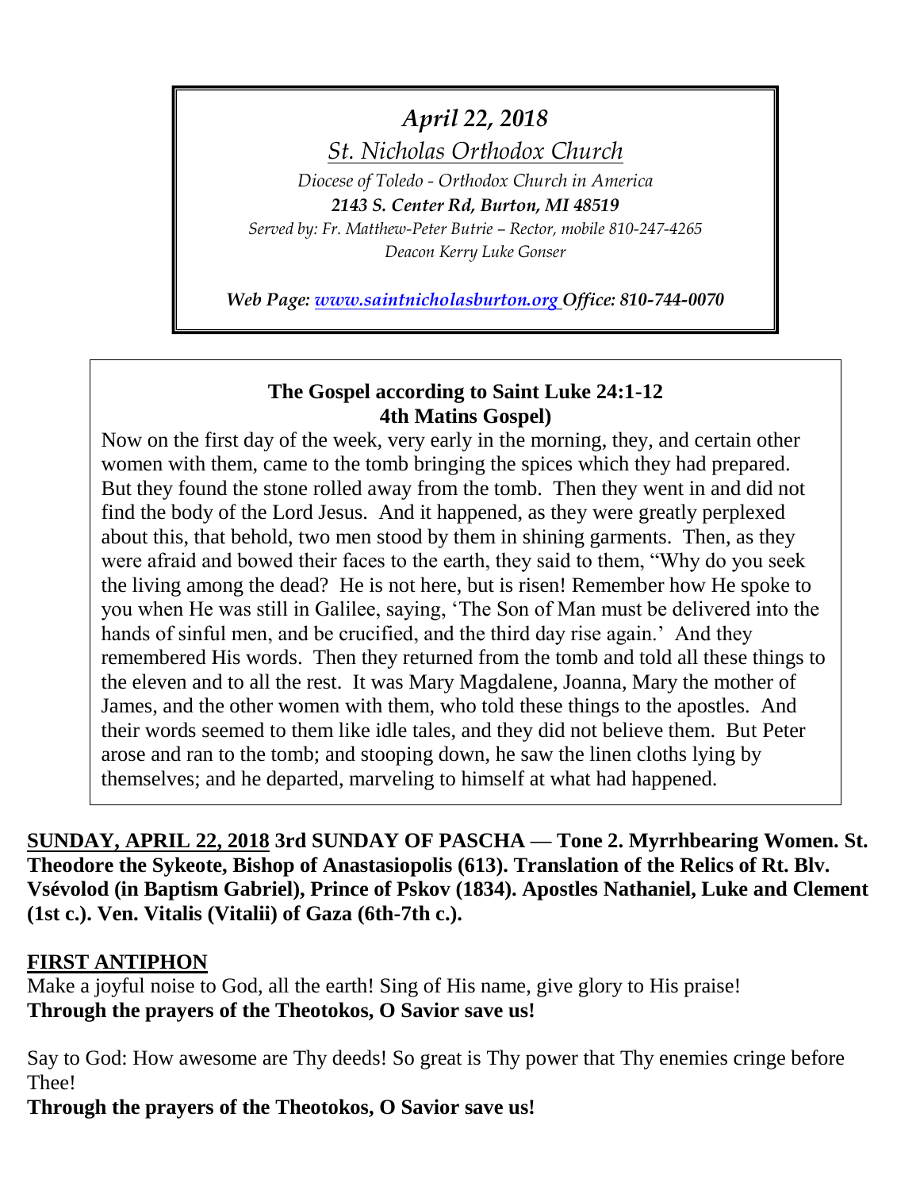*April 22, 2018*

*St. Nicholas Orthodox Church*

*Diocese of Toledo - Orthodox Church in America*

***2143 S. Center Rd, Burton, MI 48519***

*Served by: Fr. Matthew-Peter Butrie – Rector, mobile 810-247-4265*

*Deacon Kerry Luke Gonser*

***Web Page: www.saintnicholasburton.org Office: 810-744-0070***

**The Gospel according to Saint Luke 24:1-12**
**4th Matins Gospel)**

Now on the first day of the week, very early in the morning, they, and certain other women with them, came to the tomb bringing the spices which they had prepared. But they found the stone rolled away from the tomb. Then they went in and did not find the body of the Lord Jesus. And it happened, as they were greatly perplexed about this, that behold, two men stood by them in shining garments. Then, as they were afraid and bowed their faces to the earth, they said to them, "Why do you seek the living among the dead? He is not here, but is risen! Remember how He spoke to you when He was still in Galilee, saying, 'The Son of Man must be delivered into the hands of sinful men, and be crucified, and the third day rise again.' And they remembered His words. Then they returned from the tomb and told all these things to the eleven and to all the rest. It was Mary Magdalene, Joanna, Mary the mother of James, and the other women with them, who told these things to the apostles. And their words seemed to them like idle tales, and they did not believe them. But Peter arose and ran to the tomb; and stooping down, he saw the linen cloths lying by themselves; and he departed, marveling to himself at what had happened.

**SUNDAY, APRIL 22, 2018 3rd SUNDAY OF PASCHA — Tone 2. Myrrhbearing Women. St. Theodore the Sykeote, Bishop of Anastasiopolis (613). Translation of the Relics of Rt. Blv. Vsévolod (in Baptism Gabriel), Prince of Pskov (1834). Apostles Nathaniel, Luke and Clement (1st c.). Ven. Vitalis (Vitalii) of Gaza (6th-7th c.).**

## FIRST ANTIPHON

Make a joyful noise to God, all the earth! Sing of His name, give glory to His praise!
**Through the prayers of the Theotokos, O Savior save us!**

Say to God: How awesome are Thy deeds! So great is Thy power that Thy enemies cringe before Thee!
**Through the prayers of the Theotokos, O Savior save us!**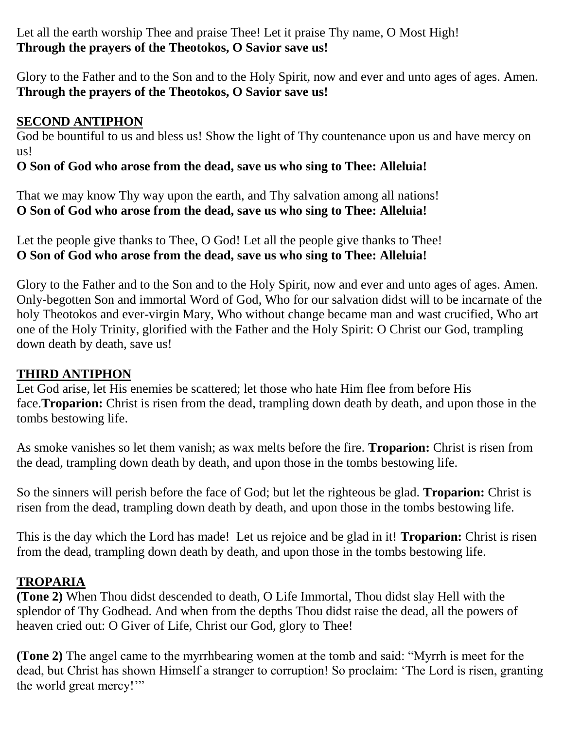Let all the earth worship Thee and praise Thee! Let it praise Thy name, O Most High!
**Through the prayers of the Theotokos, O Savior save us!**

Glory to the Father and to the Son and to the Holy Spirit, now and ever and unto ages of ages. Amen.
**Through the prayers of the Theotokos, O Savior save us!**

## SECOND ANTIPHON

God be bountiful to us and bless us! Show the light of Thy countenance upon us and have mercy on us!
**O Son of God who arose from the dead, save us who sing to Thee: Alleluia!**

That we may know Thy way upon the earth, and Thy salvation among all nations!
**O Son of God who arose from the dead, save us who sing to Thee: Alleluia!**

Let the people give thanks to Thee, O God! Let all the people give thanks to Thee!
**O Son of God who arose from the dead, save us who sing to Thee: Alleluia!**

Glory to the Father and to the Son and to the Holy Spirit, now and ever and unto ages of ages. Amen. Only-begotten Son and immortal Word of God, Who for our salvation didst will to be incarnate of the holy Theotokos and ever-virgin Mary, Who without change became man and wast crucified, Who art one of the Holy Trinity, glorified with the Father and the Holy Spirit: O Christ our God, trampling down death by death, save us!

## THIRD ANTIPHON

Let God arise, let His enemies be scattered; let those who hate Him flee from before His face.**Troparion:** Christ is risen from the dead, trampling down death by death, and upon those in the tombs bestowing life.

As smoke vanishes so let them vanish; as wax melts before the fire. **Troparion:** Christ is risen from the dead, trampling down death by death, and upon those in the tombs bestowing life.

So the sinners will perish before the face of God; but let the righteous be glad. **Troparion:** Christ is risen from the dead, trampling down death by death, and upon those in the tombs bestowing life.

This is the day which the Lord has made! Let us rejoice and be glad in it! **Troparion:** Christ is risen from the dead, trampling down death by death, and upon those in the tombs bestowing life.

## TROPARIA

**(Tone 2)** When Thou didst descended to death, O Life Immortal, Thou didst slay Hell with the splendor of Thy Godhead. And when from the depths Thou didst raise the dead, all the powers of heaven cried out: O Giver of Life, Christ our God, glory to Thee!

**(Tone 2)** The angel came to the myrrhbearing women at the tomb and said: "Myrrh is meet for the dead, but Christ has shown Himself a stranger to corruption! So proclaim: 'The Lord is risen, granting the world great mercy!'"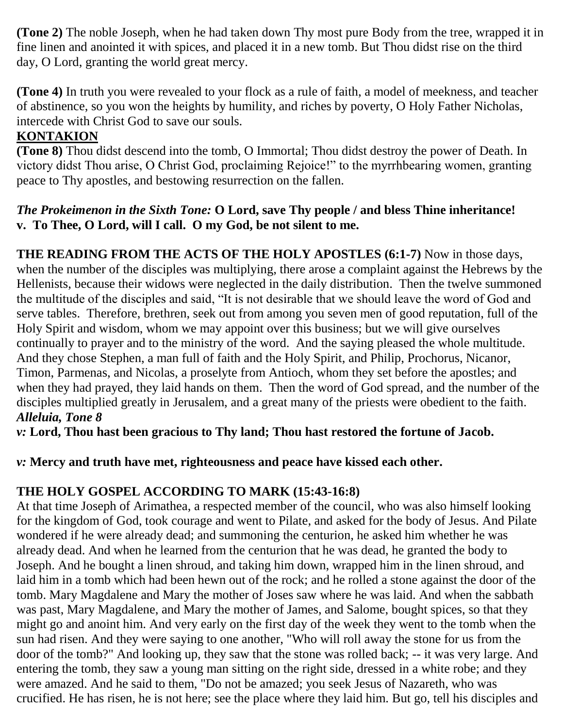**(Tone 2)** The noble Joseph, when he had taken down Thy most pure Body from the tree, wrapped it in fine linen and anointed it with spices, and placed it in a new tomb. But Thou didst rise on the third day, O Lord, granting the world great mercy.

**(Tone 4)** In truth you were revealed to your flock as a rule of faith, a model of meekness, and teacher of abstinence, so you won the heights by humility, and riches by poverty, O Holy Father Nicholas, intercede with Christ God to save our souls.

## KONTAKION

**(Tone 8)** Thou didst descend into the tomb, O Immortal; Thou didst destroy the power of Death. In victory didst Thou arise, O Christ God, proclaiming Rejoice!" to the myrrhbearing women, granting peace to Thy apostles, and bestowing resurrection on the fallen.

***The Prokeimenon in the Sixth Tone:*** **O Lord, save Thy people / and bless Thine inheritance!**
**v. To Thee, O Lord, will I call. O my God, be not silent to me.**

**THE READING FROM THE ACTS OF THE HOLY APOSTLES (6:1-7)** Now in those days, when the number of the disciples was multiplying, there arose a complaint against the Hebrews by the Hellenists, because their widows were neglected in the daily distribution. Then the twelve summoned the multitude of the disciples and said, "It is not desirable that we should leave the word of God and serve tables. Therefore, brethren, seek out from among you seven men of good reputation, full of the Holy Spirit and wisdom, whom we may appoint over this business; but we will give ourselves continually to prayer and to the ministry of the word. And the saying pleased the whole multitude. And they chose Stephen, a man full of faith and the Holy Spirit, and Philip, Prochorus, Nicanor, Timon, Parmenas, and Nicolas, a proselyte from Antioch, whom they set before the apostles; and when they had prayed, they laid hands on them. Then the word of God spread, and the number of the disciples multiplied greatly in Jerusalem, and a great many of the priests were obedient to the faith.

***Alleluia, Tone 8***

***v:*** **Lord, Thou hast been gracious to Thy land; Thou hast restored the fortune of Jacob.**

***v:*** **Mercy and truth have met, righteousness and peace have kissed each other.**

**THE HOLY GOSPEL ACCORDING TO MARK (15:43-16:8)**

At that time Joseph of Arimathea, a respected member of the council, who was also himself looking for the kingdom of God, took courage and went to Pilate, and asked for the body of Jesus. And Pilate wondered if he were already dead; and summoning the centurion, he asked him whether he was already dead. And when he learned from the centurion that he was dead, he granted the body to Joseph. And he bought a linen shroud, and taking him down, wrapped him in the linen shroud, and laid him in a tomb which had been hewn out of the rock; and he rolled a stone against the door of the tomb. Mary Magdalene and Mary the mother of Joses saw where he was laid. And when the sabbath was past, Mary Magdalene, and Mary the mother of James, and Salome, bought spices, so that they might go and anoint him. And very early on the first day of the week they went to the tomb when the sun had risen. And they were saying to one another, "Who will roll away the stone for us from the door of the tomb?" And looking up, they saw that the stone was rolled back; -- it was very large. And entering the tomb, they saw a young man sitting on the right side, dressed in a white robe; and they were amazed. And he said to them, "Do not be amazed; you seek Jesus of Nazareth, who was crucified. He has risen, he is not here; see the place where they laid him. But go, tell his disciples and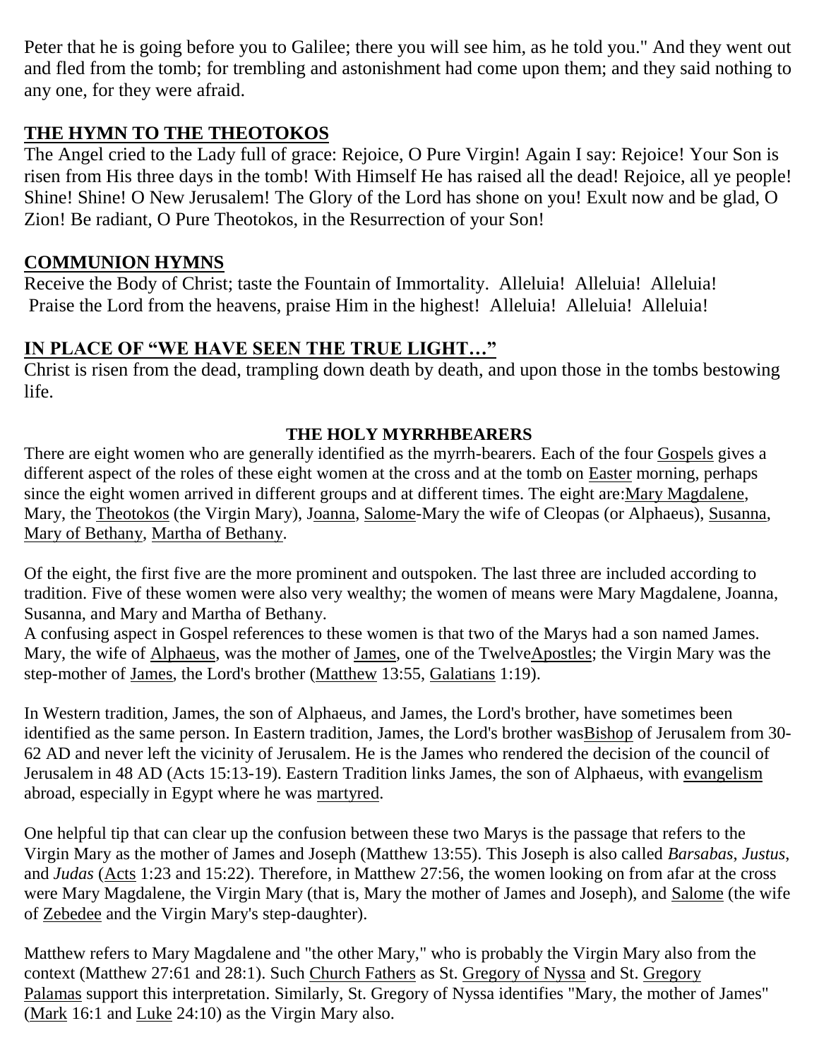Peter that he is going before you to Galilee; there you will see him, as he told you." And they went out and fled from the tomb; for trembling and astonishment had come upon them; and they said nothing to any one, for they were afraid.

## THE HYMN TO THE THEOTOKOS

The Angel cried to the Lady full of grace: Rejoice, O Pure Virgin! Again I say: Rejoice! Your Son is risen from His three days in the tomb! With Himself He has raised all the dead! Rejoice, all ye people! Shine! Shine! O New Jerusalem! The Glory of the Lord has shone on you! Exult now and be glad, O Zion! Be radiant, O Pure Theotokos, in the Resurrection of your Son!

## COMMUNION HYMNS

Receive the Body of Christ; taste the Fountain of Immortality. Alleluia! Alleluia! Alleluia!
Praise the Lord from the heavens, praise Him in the highest! Alleluia! Alleluia! Alleluia!

## IN PLACE OF "WE HAVE SEEN THE TRUE LIGHT…"

Christ is risen from the dead, trampling down death by death, and upon those in the tombs bestowing life.

## THE HOLY MYRRHBEARERS

There are eight women who are generally identified as the myrrh-bearers. Each of the four Gospels gives a different aspect of the roles of these eight women at the cross and at the tomb on Easter morning, perhaps since the eight women arrived in different groups and at different times. The eight are:Mary Magdalene, Mary, the Theotokos (the Virgin Mary), Joanna, Salome-Mary the wife of Cleopas (or Alphaeus), Susanna, Mary of Bethany, Martha of Bethany.

Of the eight, the first five are the more prominent and outspoken. The last three are included according to tradition. Five of these women were also very wealthy; the women of means were Mary Magdalene, Joanna, Susanna, and Mary and Martha of Bethany.
A confusing aspect in Gospel references to these women is that two of the Marys had a son named James. Mary, the wife of Alphaeus, was the mother of James, one of the TwelveApostles; the Virgin Mary was the step-mother of James, the Lord's brother (Matthew 13:55, Galatians 1:19).

In Western tradition, James, the son of Alphaeus, and James, the Lord's brother, have sometimes been identified as the same person. In Eastern tradition, James, the Lord's brother wasBishop of Jerusalem from 30-62 AD and never left the vicinity of Jerusalem. He is the James who rendered the decision of the council of Jerusalem in 48 AD (Acts 15:13-19). Eastern Tradition links James, the son of Alphaeus, with evangelism abroad, especially in Egypt where he was martyred.

One helpful tip that can clear up the confusion between these two Marys is the passage that refers to the Virgin Mary as the mother of James and Joseph (Matthew 13:55). This Joseph is also called *Barsabas*, *Justus*, and *Judas* (Acts 1:23 and 15:22). Therefore, in Matthew 27:56, the women looking on from afar at the cross were Mary Magdalene, the Virgin Mary (that is, Mary the mother of James and Joseph), and Salome (the wife of Zebedee and the Virgin Mary's step-daughter).

Matthew refers to Mary Magdalene and "the other Mary," who is probably the Virgin Mary also from the context (Matthew 27:61 and 28:1). Such Church Fathers as St. Gregory of Nyssa and St. Gregory Palamas support this interpretation. Similarly, St. Gregory of Nyssa identifies "Mary, the mother of James" (Mark 16:1 and Luke 24:10) as the Virgin Mary also.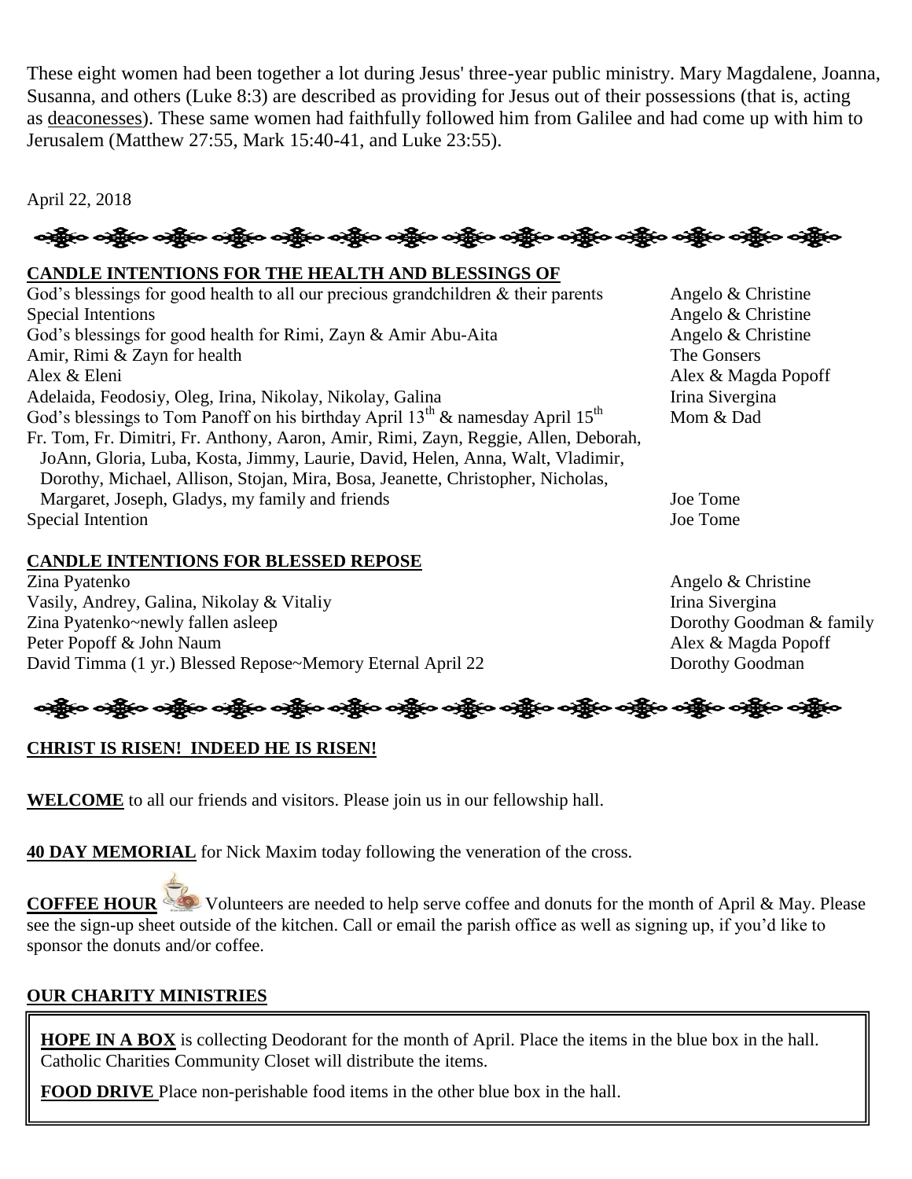These eight women had been together a lot during Jesus' three-year public ministry. Mary Magdalene, Joanna, Susanna, and others (Luke 8:3) are described as providing for Jesus out of their possessions (that is, acting as deaconesses). These same women had faithfully followed him from Galilee and had come up with him to Jerusalem (Matthew 27:55, Mark 15:40-41, and Luke 23:55).

April 22, 2018

## CANDLE INTENTIONS FOR THE HEALTH AND BLESSINGS OF

| | |
|---|---|
| God's blessings for good health to all our precious grandchildren & their parents | Angelo & Christine |
| Special Intentions | Angelo & Christine |
| God's blessings for good health for Rimi, Zayn & Amir Abu-Aita | Angelo & Christine |
| Amir, Rimi & Zayn for health | The Gonsers |
| Alex & Eleni | Alex & Magda Popoff |
| Adelaida, Feodosiy, Oleg, Irina, Nikolay, Nikolay, Galina | Irina Sivergina |
| God's blessings to Tom Panoff on his birthday April 13th & namesday April 15th | Mom & Dad |
| Fr. Tom, Fr. Dimitri, Fr. Anthony, Aaron, Amir, Rimi, Zayn, Reggie, Allen, Deborah, JoAnn, Gloria, Luba, Kosta, Jimmy, Laurie, David, Helen, Anna, Walt, Vladimir, Dorothy, Michael, Allison, Stojan, Mira, Bosa, Jeanette, Christopher, Nicholas, Margaret, Joseph, Gladys, my family and friends | Joe Tome |
| Special Intention | Joe Tome |

## CANDLE INTENTIONS FOR BLESSED REPOSE

| | |
|---|---|
| Zina Pyatenko | Angelo & Christine |
| Vasily, Andrey, Galina, Nikolay & Vitaliy | Irina Sivergina |
| Zina Pyatenko~newly fallen asleep | Dorothy Goodman & family |
| Peter Popoff & John Naum | Alex & Magda Popoff |
| David Timma (1 yr.) Blessed Repose~Memory Eternal April 22 | Dorothy Goodman |

**CHRIST IS RISEN! INDEED HE IS RISEN!**

**WELCOME** to all our friends and visitors. Please join us in our fellowship hall.

**40 DAY MEMORIAL** for Nick Maxim today following the veneration of the cross.

**COFFEE HOUR** Volunteers are needed to help serve coffee and donuts for the month of April & May. Please see the sign-up sheet outside of the kitchen. Call or email the parish office as well as signing up, if you'd like to sponsor the donuts and/or coffee.

## OUR CHARITY MINISTRIES

**HOPE IN A BOX** is collecting Deodorant for the month of April. Place the items in the blue box in the hall. Catholic Charities Community Closet will distribute the items.

**FOOD DRIVE** Place non-perishable food items in the other blue box in the hall.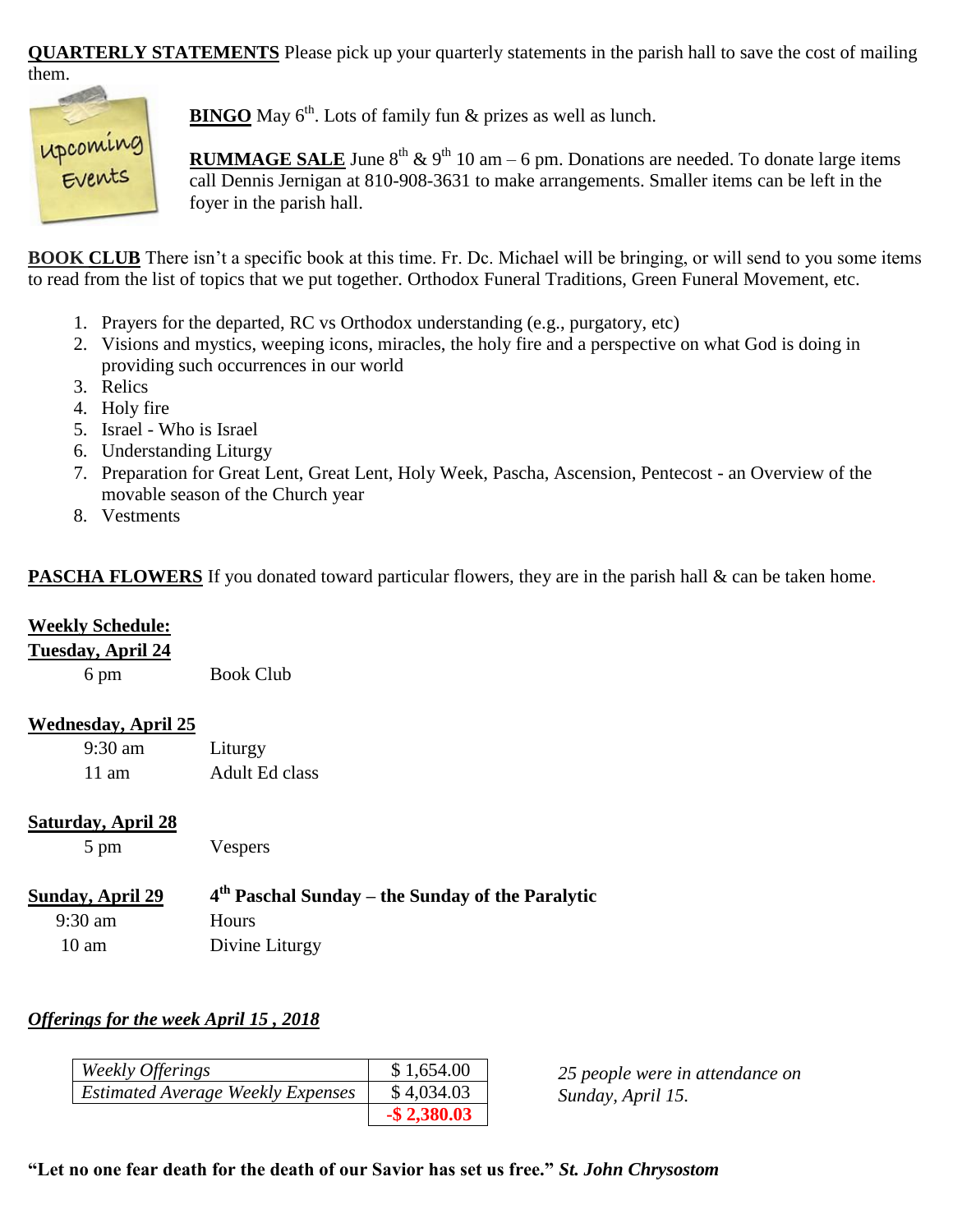**QUARTERLY STATEMENTS** Please pick up your quarterly statements in the parish hall to save the cost of mailing them.

Upcoming Events

**BINGO** May 6th. Lots of family fun & prizes as well as lunch.

**RUMMAGE SALE** June 8th & 9th 10 am – 6 pm. Donations are needed. To donate large items call Dennis Jernigan at 810-908-3631 to make arrangements. Smaller items can be left in the foyer in the parish hall.

**BOOK CLUB** There isn't a specific book at this time. Fr. Dc. Michael will be bringing, or will send to you some items to read from the list of topics that we put together. Orthodox Funeral Traditions, Green Funeral Movement, etc.

1. Prayers for the departed, RC vs Orthodox understanding (e.g., purgatory, etc)
2. Visions and mystics, weeping icons, miracles, the holy fire and a perspective on what God is doing in providing such occurrences in our world
3. Relics
4. Holy fire
5. Israel - Who is Israel
6. Understanding Liturgy
7. Preparation for Great Lent, Great Lent, Holy Week, Pascha, Ascension, Pentecost - an Overview of the movable season of the Church year
8. Vestments

**PASCHA FLOWERS** If you donated toward particular flowers, they are in the parish hall & can be taken home.

**Weekly Schedule:**

**Tuesday, April 24**

6 pm Book Club

**Wednesday, April 25**

9:30 am Liturgy
11 am Adult Ed class

**Saturday, April 28**

5 pm Vespers

**Sunday, April 29** **4th Paschal Sunday – the Sunday of the Paralytic**

9:30 am Hours
10 am Divine Liturgy

***Offerings for the week April 15 , 2018***

| | |
|---|---|
| *Weekly Offerings* | $ 1,654.00 |
| *Estimated Average Weekly Expenses* | $ 4,034.03 |
| | **-$ 2,380.03** |

*25 people were in attendance on Sunday, April 15.*

**"Let no one fear death for the death of our Savior has set us free."** ***St. John Chrysostom***